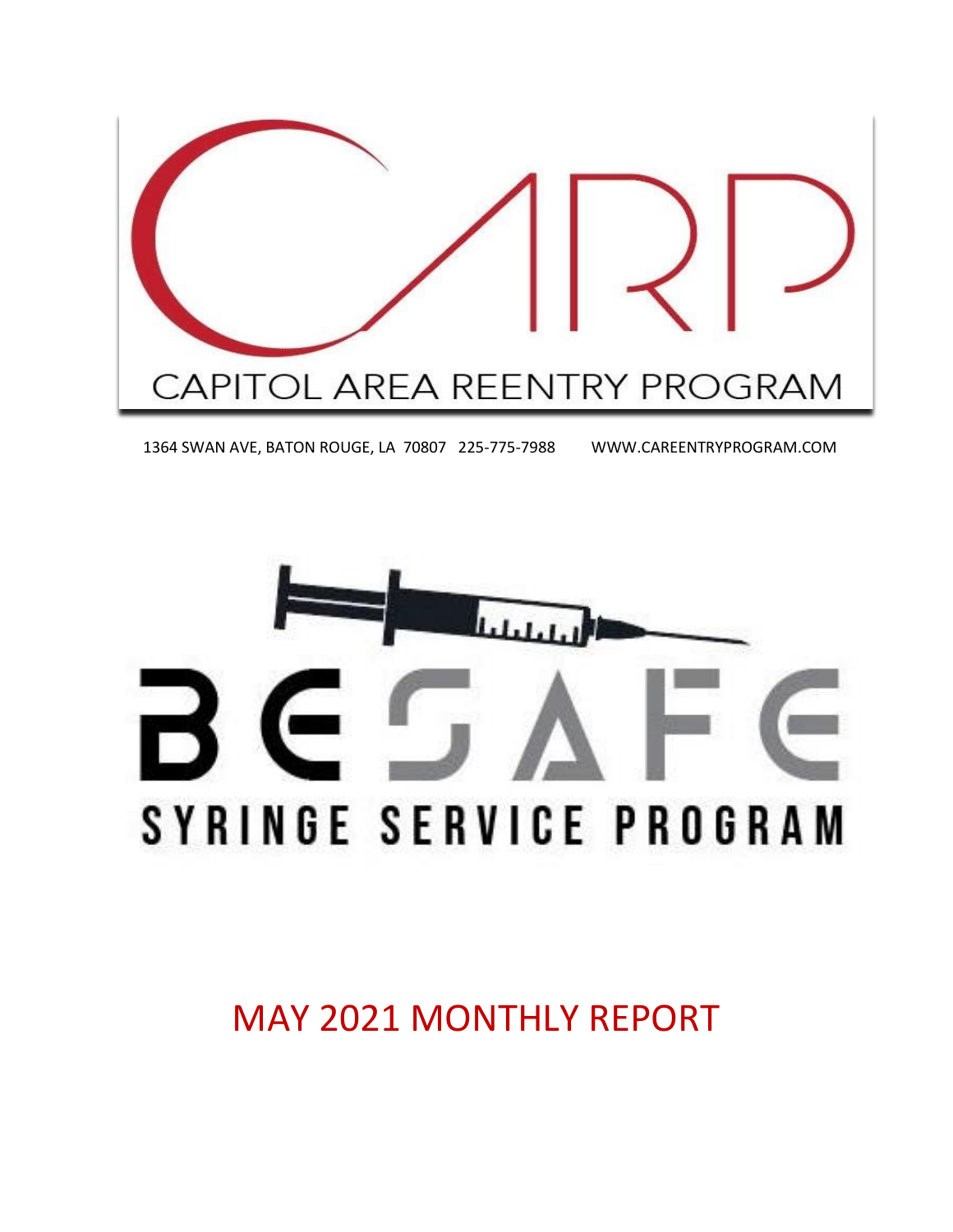# CARP

## CAPITOL AREA REENTRY PROGRAM

1364 SWAN AVE, BATON ROUGE, LA 70807 225-775-7988 WWW.CAREENTRYPROGRAM.COM

# BE SAFE

## SYRINGE SERVICE PROGRAM

# MAY 2021 MONTHLY REPORT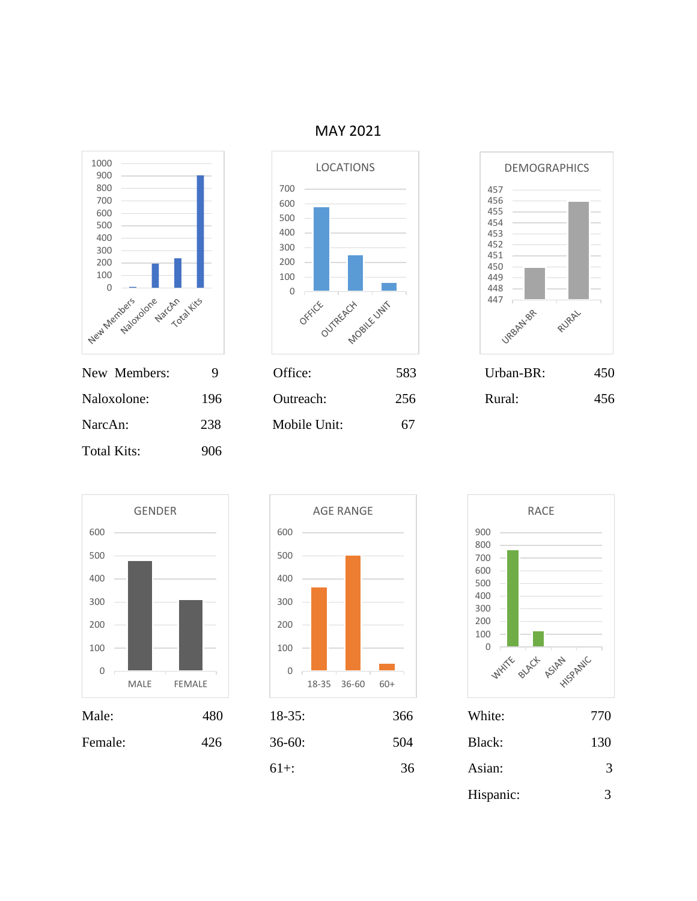# MAY 2021

New Members: 9
Naloxolone: 196
NarcAn: 238
Total Kits: 906

**LOCATIONS**

Office: 583
Outreach: 256
Mobile Unit: 67

**DEMOGRAPHICS**

Urban-BR: 450
Rural: 456

**GENDER**

Male: 480
Female: 426

**AGE RANGE**

18-35: 366
36-60: 504
61+: 36

**RACE**

White: 770
Black: 130
Asian: 3
Hispanic: 3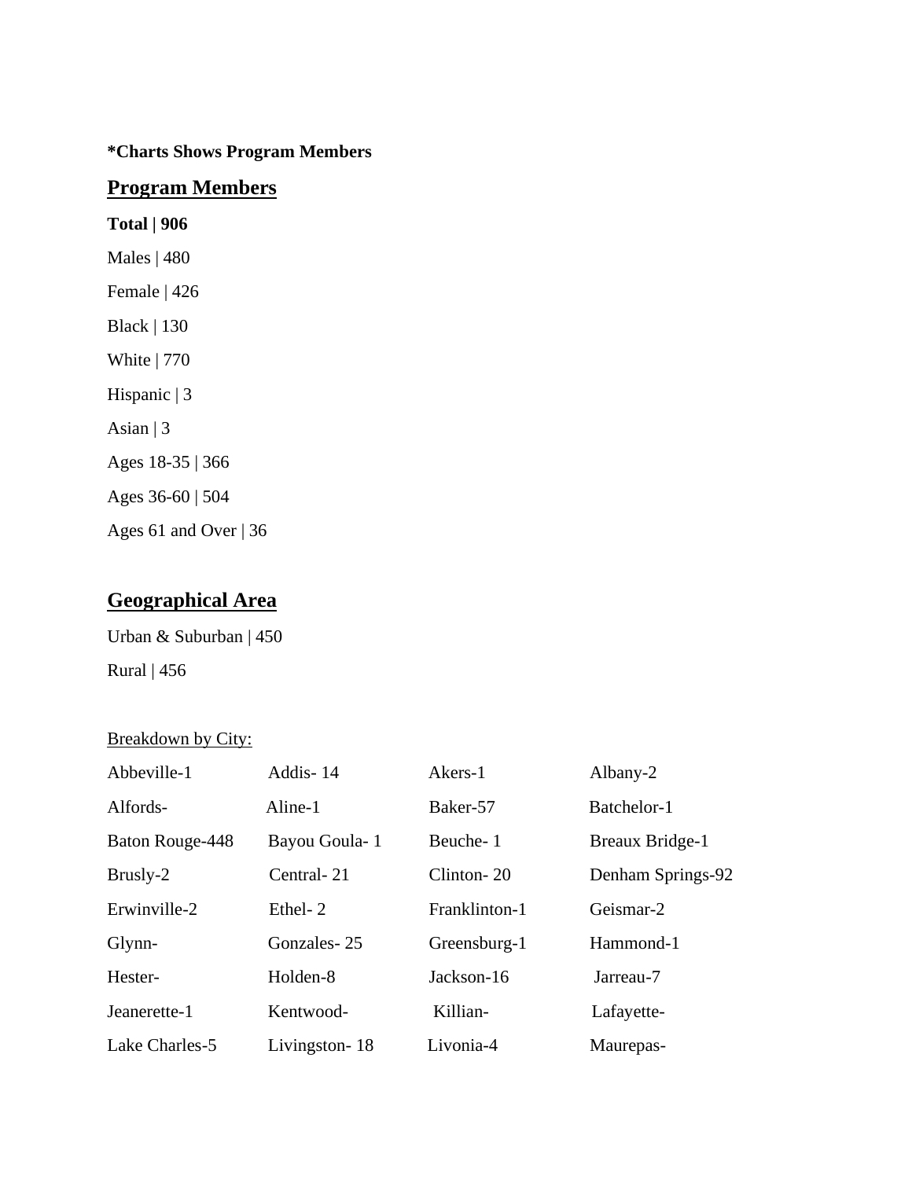**\*Charts Shows Program Members**

## Program Members

**Total | 906**

Males | 480

Female | 426

Black | 130

White | 770

Hispanic | 3

Asian | 3

Ages 18-35 | 366

Ages 36-60 | 504

Ages 61 and Over | 36

## Geographical Area

Urban & Suburban | 450

Rural | 456

Breakdown by City:

| | | | |
|---|---|---|---|
| Abbeville-1 | Addis- 14 | Akers-1 | Albany-2 |
| Alfords- | Aline-1 | Baker-57 | Batchelor-1 |
| Baton Rouge-448 | Bayou Goula- 1 | Beuche- 1 | Breaux Bridge-1 |
| Brusly-2 | Central- 21 | Clinton- 20 | Denham Springs-92 |
| Erwinville-2 | Ethel- 2 | Franklinton-1 | Geismar-2 |
| Glynn- | Gonzales- 25 | Greensburg-1 | Hammond-1 |
| Hester- | Holden-8 | Jackson-16 | Jarreau-7 |
| Jeanerette-1 | Kentwood- | Killian- | Lafayette- |
| Lake Charles-5 | Livingston- 18 | Livonia-4 | Maurepas- |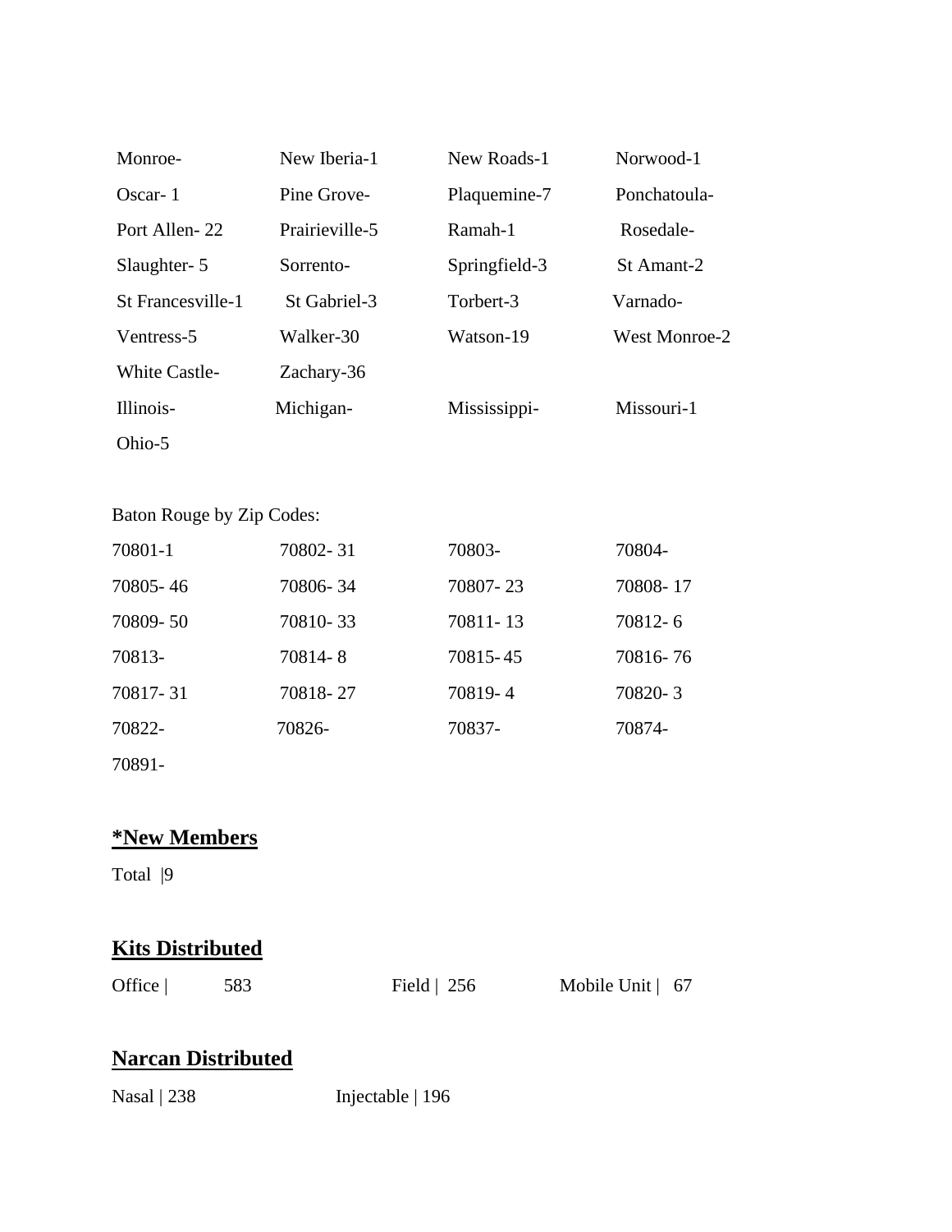| | | | |
|---|---|---|---|
| Monroe- | New Iberia-1 | New Roads-1 | Norwood-1 |
| Oscar- 1 | Pine Grove- | Plaquemine-7 | Ponchatoula- |
| Port Allen- 22 | Prairieville-5 | Ramah-1 | Rosedale- |
| Slaughter- 5 | Sorrento- | Springfield-3 | St Amant-2 |
| St Francesville-1 | St Gabriel-3 | Torbert-3 | Varnado- |
| Ventress-5 | Walker-30 | Watson-19 | West Monroe-2 |
| White Castle- | Zachary-36 | | |
| Illinois- | Michigan- | Mississippi- | Missouri-1 |
| Ohio-5 | | | |

Baton Rouge by Zip Codes:

| | | | |
|---|---|---|---|
| 70801-1 | 70802- 31 | 70803- | 70804- |
| 70805- 46 | 70806- 34 | 70807- 23 | 70808- 17 |
| 70809- 50 | 70810- 33 | 70811- 13 | 70812- 6 |
| 70813- | 70814- 8 | 70815- 45 | 70816- 76 |
| 70817- 31 | 70818- 27 | 70819- 4 | 70820- 3 |
| 70822- | 70826- | 70837- | 70874- |
| 70891- | | | |

## **\*New Members**

Total |9

## **Kits Distributed**

Office | 583 Field | 256 Mobile Unit | 67

## **Narcan Distributed**

Nasal | 238 Injectable | 196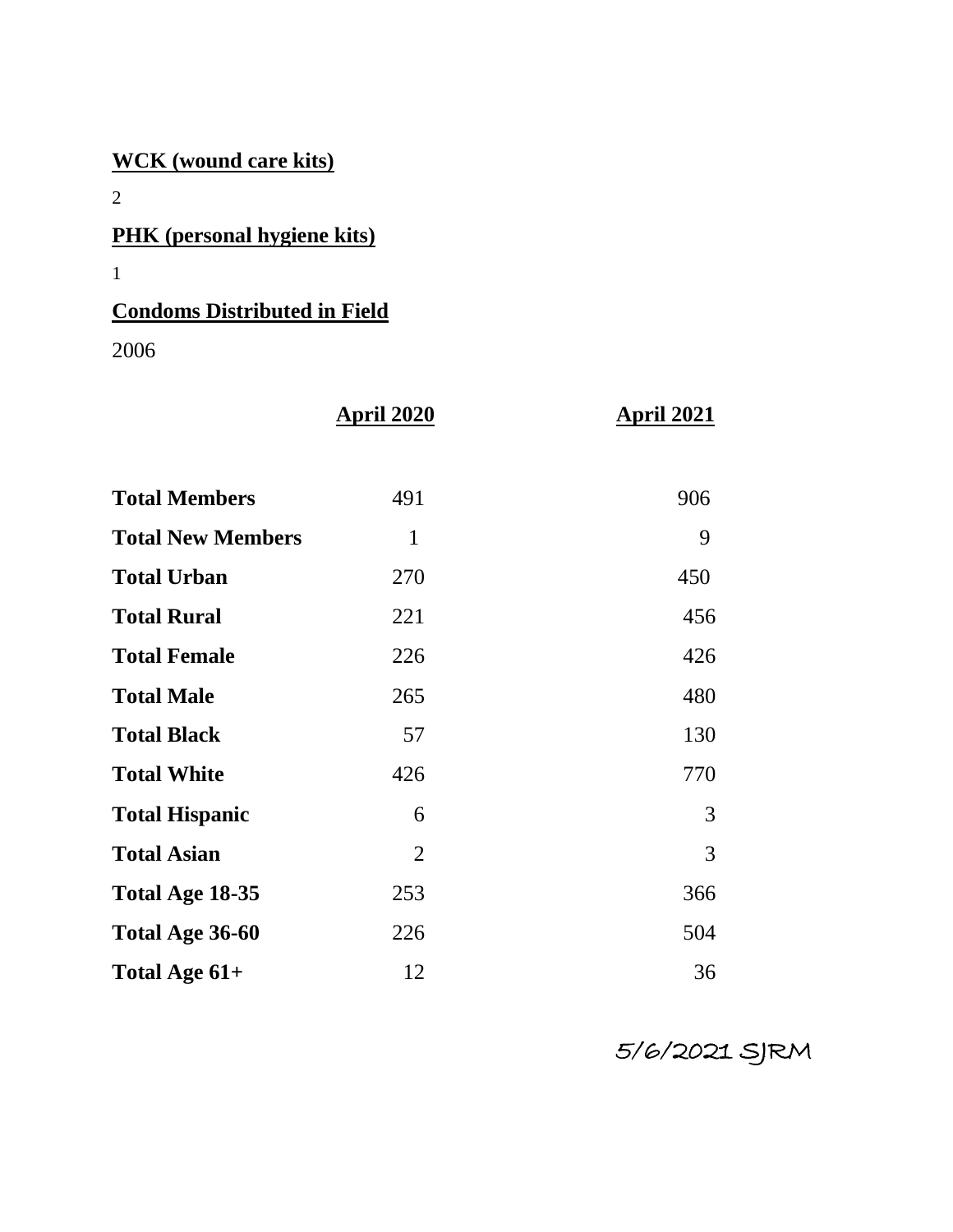**WCK (wound care kits)**

2

**PHK (personal hygiene kits)**

1

**Condoms Distributed in Field**

2006

| | April 2020 | April 2021 |
|---|---|---|
| **Total Members** | 491 | 906 |
| **Total New Members** | 1 | 9 |
| **Total Urban** | 270 | 450 |
| **Total Rural** | 221 | 456 |
| **Total Female** | 226 | 426 |
| **Total Male** | 265 | 480 |
| **Total Black** | 57 | 130 |
| **Total White** | 426 | 770 |
| **Total Hispanic** | 6 | 3 |
| **Total Asian** | 2 | 3 |
| **Total Age 18-35** | 253 | 366 |
| **Total Age 36-60** | 226 | 504 |
| **Total Age 61+** | 12 | 36 |

5/6/2021 SJRM